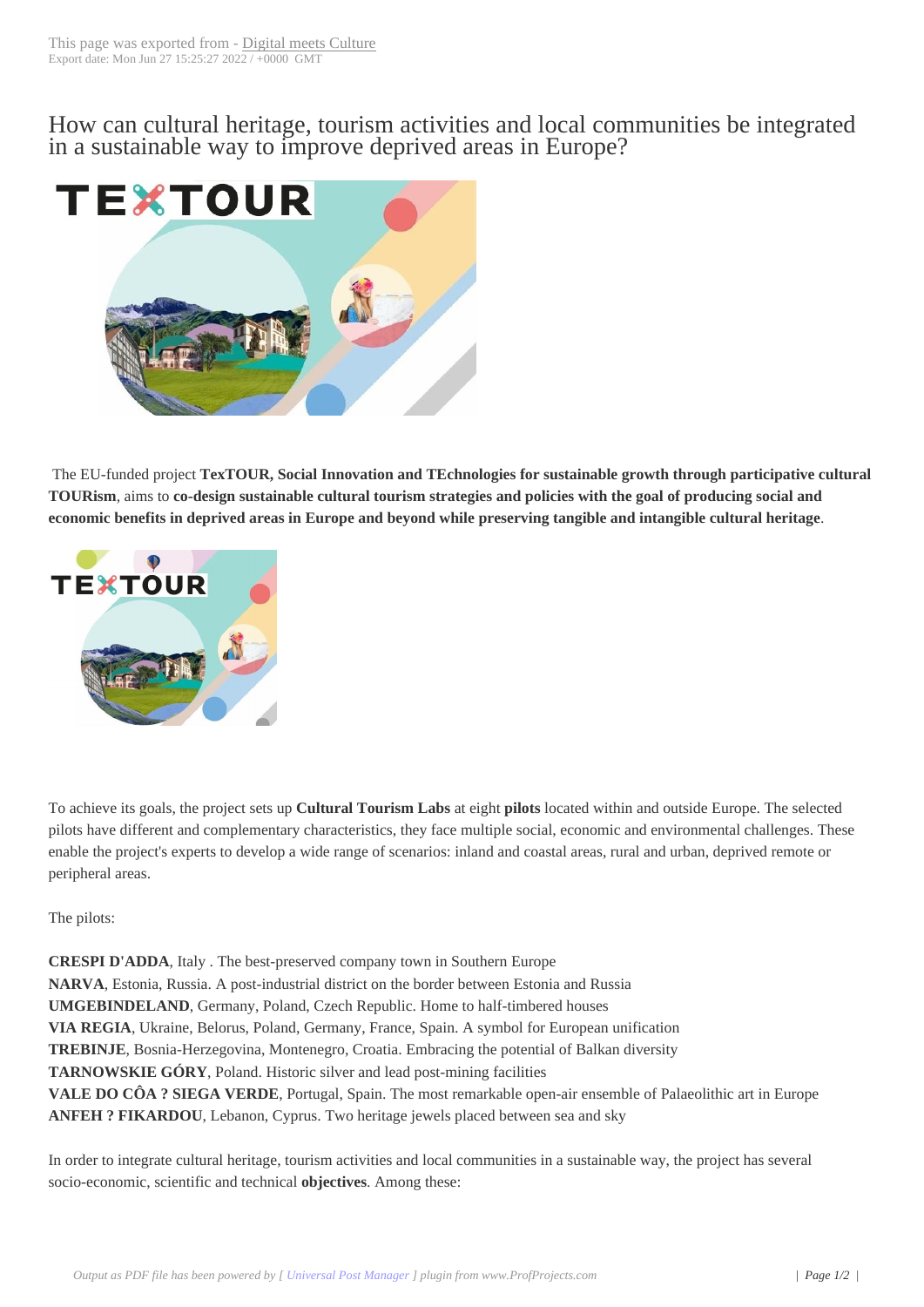# How can cultural heritage, tourism activities and local communities be integrated in a sustainable way to improve deprived areas in Europe?

The EU-funded project **TexTOUR, Social Innovation and TEchnologies for sustainable growth through participative cultural TOURism**, aims to **co-design sustainable cultural tourism strategies and policies with the goal of producing social and economic benefits in deprived areas in Europe and beyond while preserving tangible and intangible cultural heritage**.

To achieve its goals, the project sets up **Cultural Tourism Labs** at eight **pilots** located within and outside Europe. The selected pilots have different and complementary characteristics, they face multiple social, economic and environmental challenges. These enable the project's experts to develop a wide range of scenarios: inland and coastal areas, rural and urban, deprived remote or peripheral areas.

The pilots:

**CRESPI D'ADDA**, Italy . The best-preserved company town in Southern Europe
**NARVA**, Estonia, Russia. A post-industrial district on the border between Estonia and Russia
**UMGEBINDELAND**, Germany, Poland, Czech Republic. Home to half-timbered houses
**VIA REGIA**, Ukraine, Belorus, Poland, Germany, France, Spain. A symbol for European unification
**TREBINJE**, Bosnia-Herzegovina, Montenegro, Croatia. Embracing the potential of Balkan diversity
**TARNOWSKIE GÓRY**, Poland. Historic silver and lead post-mining facilities
**VALE DO CÔA ? SIEGA VERDE**, Portugal, Spain. The most remarkable open-air ensemble of Palaeolithic art in Europe
**ANFEH ? FIKARDOU**, Lebanon, Cyprus. Two heritage jewels placed between sea and sky

In order to integrate cultural heritage, tourism activities and local communities in a sustainable way, the project has several socio-economic, scientific and technical **objectives**. Among these: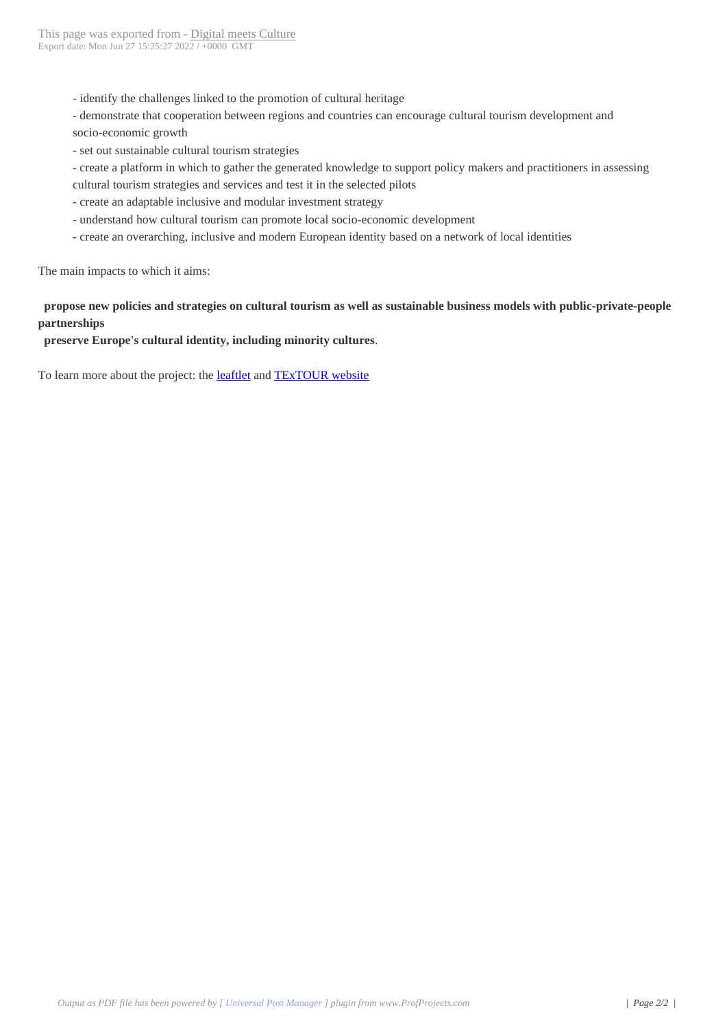- identify the challenges linked to the promotion of cultural heritage
- demonstrate that cooperation between regions and countries can encourage cultural tourism development and socio-economic growth
- set out sustainable cultural tourism strategies
- create a platform in which to gather the generated knowledge to support policy makers and practitioners in assessing cultural tourism strategies and services and test it in the selected pilots
- create an adaptable inclusive and modular investment strategy
- understand how cultural tourism can promote local socio-economic development
- create an overarching, inclusive and modern European identity based on a network of local identities

The main impacts to which it aims:

**propose new policies and strategies on cultural tourism as well as sustainable business models with public-private-people partnerships**

**preserve Europe's cultural identity, including minority cultures**.

To learn more about the project: the leaftlet and TExTOUR website